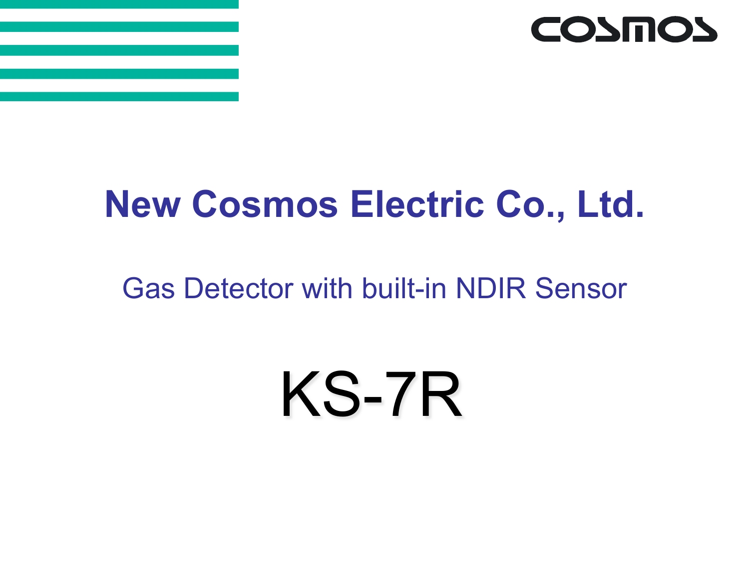COSMOS

# New Cosmos Electric Co., Ltd.

## Gas Detector with built-in NDIR Sensor

# KS-7R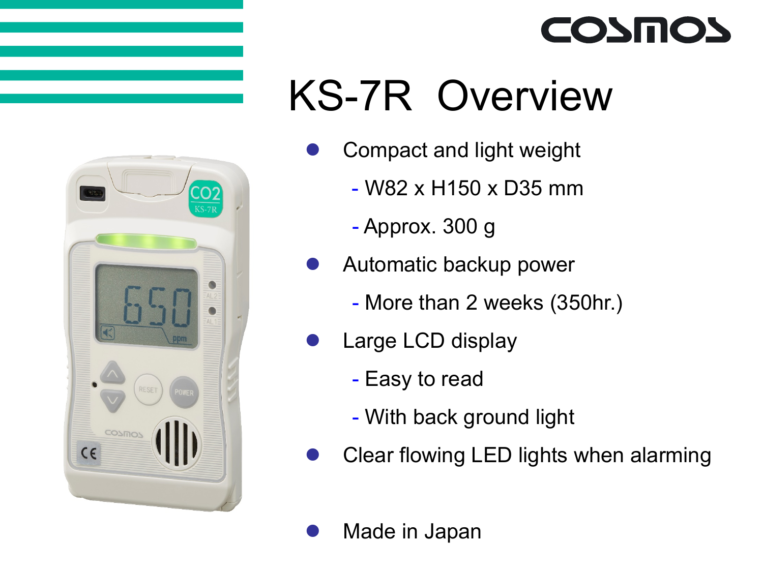# KS-7R Overview

- Compact and light weight
  - W82 x H150 x D35 mm
  - Approx. 300 g
- Automatic backup power
  - More than 2 weeks (350hr.)
- Large LCD display
  - Easy to read
  - With back ground light
- Clear flowing LED lights when alarming
- Made in Japan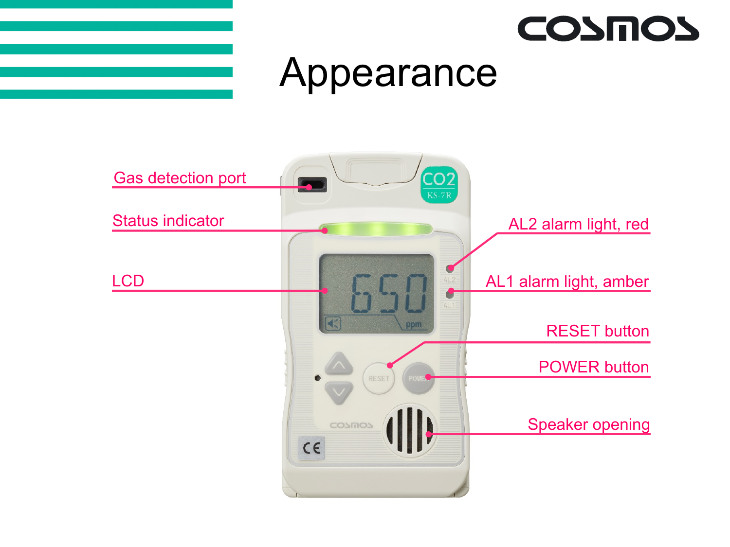# Appearance

- Gas detection port
- Status indicator
- LCD
- AL2 alarm light, red
- AL1 alarm light, amber
- RESET button
- POWER button
- Speaker opening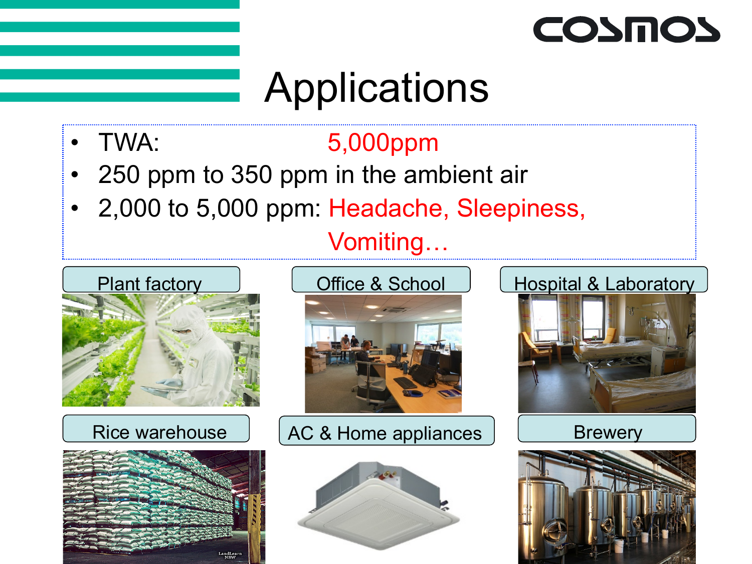# Applications

- TWA: 5,000ppm
- 250 ppm to 350 ppm in the ambient air
- 2,000 to 5,000 ppm: Headache, Sleepiness, Vomiting…

Plant factory

Office & School

Hospital & Laboratory

Rice warehouse

AC & Home appliances

Brewery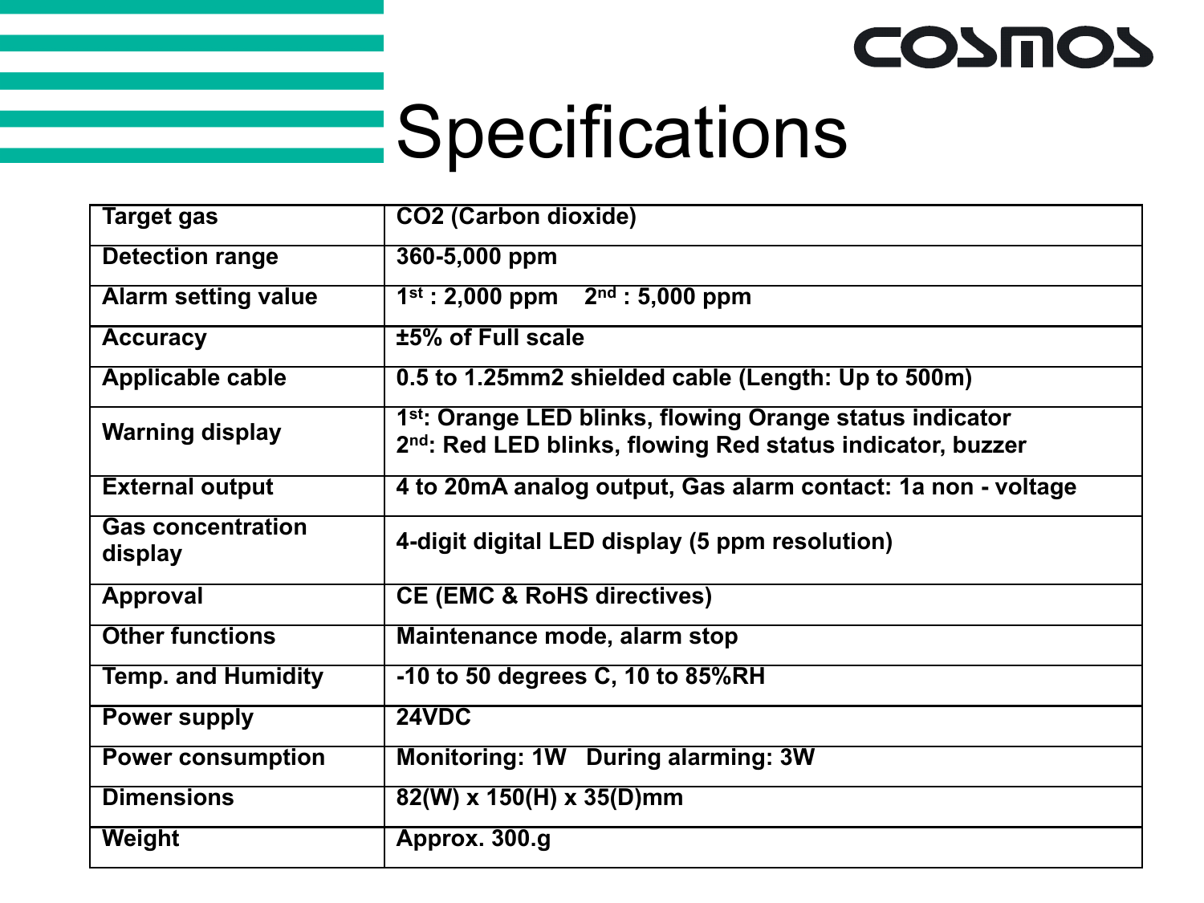# Specifications

| | |
|---|---|
| **Target gas** | **$CO_2$ (Carbon dioxide)** |
| **Detection range** | **360-5,000 ppm** |
| **Alarm setting value** | **1st : 2,000 ppm    2nd : 5,000 ppm** |
| **Accuracy** | **±5% of Full scale** |
| **Applicable cable** | **0.5 to 1.25mm2 shielded cable (Length: Up to 500m)** |
| **Warning display** | **1st: Orange LED blinks, flowing Orange status indicator**<br>**2nd: Red LED blinks, flowing Red status indicator, buzzer** |
| **External output** | **4 to 20mA analog output, Gas alarm contact: 1a non - voltage** |
| **Gas concentration display** | **4-digit digital LED display (5 ppm resolution)** |
| **Approval** | **CE (EMC & RoHS directives)** |
| **Other functions** | **Maintenance mode, alarm stop** |
| **Temp. and Humidity** | **-10 to 50 degrees C, 10 to 85%RH** |
| **Power supply** | **24VDC** |
| **Power consumption** | **Monitoring: 1W   During alarming: 3W** |
| **Dimensions** | **82(W) x 150(H) x 35(D)mm** |
| **Weight** | **Approx. 300.g** |